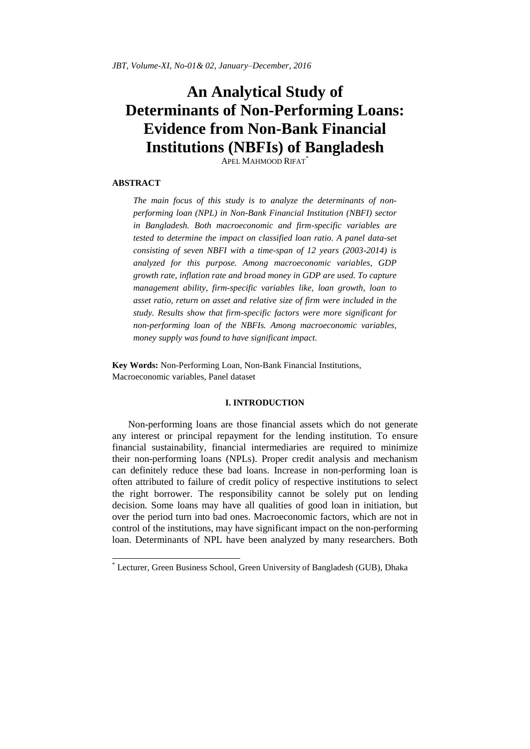# An Analytical Study of Determinants of Non-Performing Loans: Evidence from Non-Bank Financial Institutions (NBFIs) of Bangladesh

APEL MAHMOOD RIFAT[*]

### ABSTRACT

*The main focus of this study is to analyze the determinants of non-performing loan (NPL) in Non-Bank Financial Institution (NBFI) sector in Bangladesh. Both macroeconomic and firm-specific variables are tested to determine the impact on classified loan ratio. A panel data-set consisting of seven NBFI with a time-span of 12 years (2003-2014) is analyzed for this purpose. Among macroeconomic variables, GDP growth rate, inflation rate and broad money in GDP are used. To capture management ability, firm-specific variables like, loan growth, loan to asset ratio, return on asset and relative size of firm were included in the study. Results show that firm-specific factors were more significant for non-performing loan of the NBFIs. Among macroeconomic variables, money supply was found to have significant impact.*

**Key Words:** Non-Performing Loan, Non-Bank Financial Institutions, Macroeconomic variables, Panel dataset

## I. INTRODUCTION

Non-performing loans are those financial assets which do not generate any interest or principal repayment for the lending institution. To ensure financial sustainability, financial intermediaries are required to minimize their non-performing loans (NPLs). Proper credit analysis and mechanism can definitely reduce these bad loans. Increase in non-performing loan is often attributed to failure of credit policy of respective institutions to select the right borrower. The responsibility cannot be solely put on lending decision. Some loans may have all qualities of good loan in initiation, but over the period turn into bad ones. Macroeconomic factors, which are not in control of the institutions, may have significant impact on the non-performing loan. Determinants of NPL have been analyzed by many researchers. Both

[*] Lecturer, Green Business School, Green University of Bangladesh (GUB), Dhaka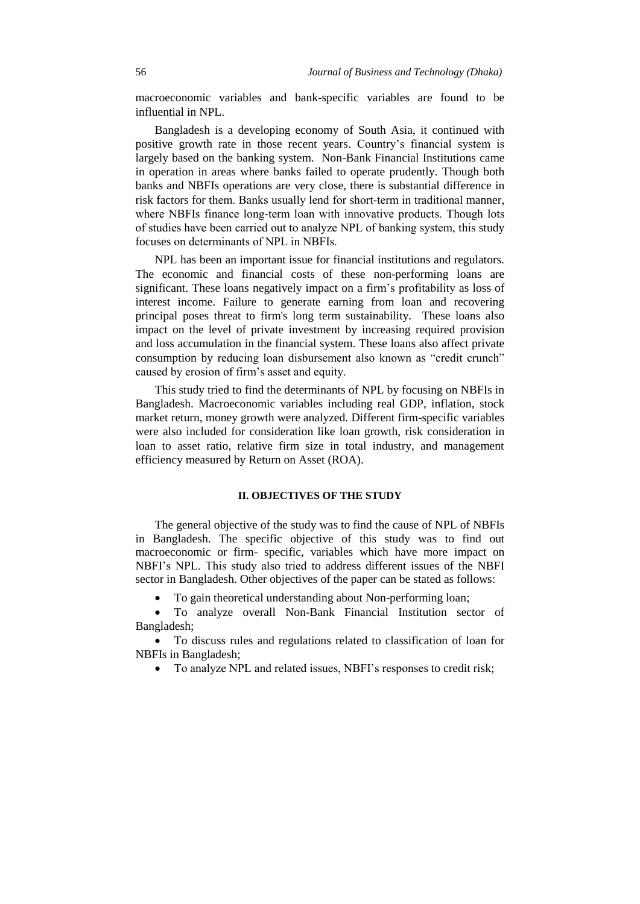macroeconomic variables and bank-specific variables are found to be influential in NPL.

Bangladesh is a developing economy of South Asia, it continued with positive growth rate in those recent years. Country's financial system is largely based on the banking system. Non-Bank Financial Institutions came in operation in areas where banks failed to operate prudently. Though both banks and NBFIs operations are very close, there is substantial difference in risk factors for them. Banks usually lend for short-term in traditional manner, where NBFIs finance long-term loan with innovative products. Though lots of studies have been carried out to analyze NPL of banking system, this study focuses on determinants of NPL in NBFIs.

NPL has been an important issue for financial institutions and regulators. The economic and financial costs of these non-performing loans are significant. These loans negatively impact on a firm's profitability as loss of interest income. Failure to generate earning from loan and recovering principal poses threat to firm's long term sustainability. These loans also impact on the level of private investment by increasing required provision and loss accumulation in the financial system. These loans also affect private consumption by reducing loan disbursement also known as "credit crunch" caused by erosion of firm's asset and equity.

This study tried to find the determinants of NPL by focusing on NBFIs in Bangladesh. Macroeconomic variables including real GDP, inflation, stock market return, money growth were analyzed. Different firm-specific variables were also included for consideration like loan growth, risk consideration in loan to asset ratio, relative firm size in total industry, and management efficiency measured by Return on Asset (ROA).

## II. OBJECTIVES OF THE STUDY

The general objective of the study was to find the cause of NPL of NBFIs in Bangladesh. The specific objective of this study was to find out macroeconomic or firm- specific, variables which have more impact on NBFI's NPL. This study also tried to address different issues of the NBFI sector in Bangladesh. Other objectives of the paper can be stated as follows:

- To gain theoretical understanding about Non-performing loan;
- To analyze overall Non-Bank Financial Institution sector of Bangladesh;
- To discuss rules and regulations related to classification of loan for NBFIs in Bangladesh;
- To analyze NPL and related issues, NBFI's responses to credit risk;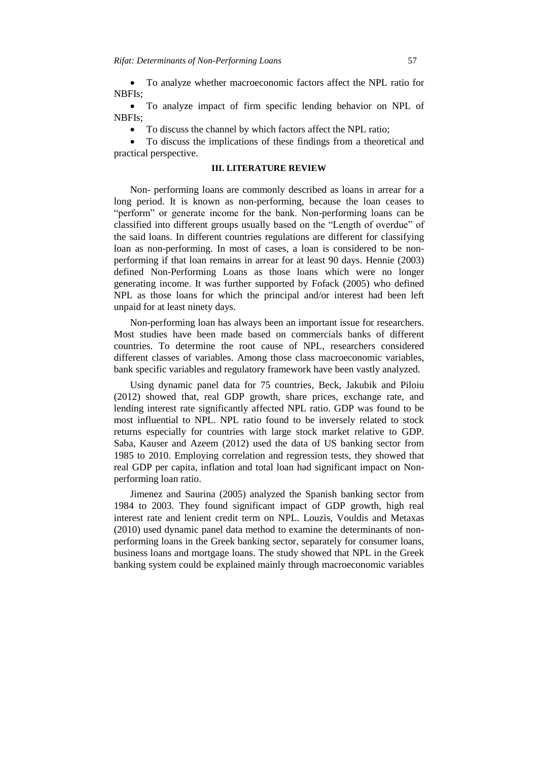- To analyze whether macroeconomic factors affect the NPL ratio for NBFIs;
- To analyze impact of firm specific lending behavior on NPL of NBFIs;
- To discuss the channel by which factors affect the NPL ratio;
- To discuss the implications of these findings from a theoretical and practical perspective.

## III. LITERATURE REVIEW

Non- performing loans are commonly described as loans in arrear for a long period. It is known as non-performing, because the loan ceases to "perform" or generate income for the bank. Non-performing loans can be classified into different groups usually based on the "Length of overdue" of the said loans. In different countries regulations are different for classifying loan as non-performing. In most of cases, a loan is considered to be non-performing if that loan remains in arrear for at least 90 days. Hennie (2003) defined Non-Performing Loans as those loans which were no longer generating income. It was further supported by Fofack (2005) who defined NPL as those loans for which the principal and/or interest had been left unpaid for at least ninety days.

Non-performing loan has always been an important issue for researchers. Most studies have been made based on commercials banks of different countries. To determine the root cause of NPL, researchers considered different classes of variables. Among those class macroeconomic variables, bank specific variables and regulatory framework have been vastly analyzed.

Using dynamic panel data for 75 countries, Beck, Jakubik and Piloiu (2012) showed that, real GDP growth, share prices, exchange rate, and lending interest rate significantly affected NPL ratio. GDP was found to be most influential to NPL. NPL ratio found to be inversely related to stock returns especially for countries with large stock market relative to GDP. Saba, Kauser and Azeem (2012) used the data of US banking sector from 1985 to 2010. Employing correlation and regression tests, they showed that real GDP per capita, inflation and total loan had significant impact on Non-performing loan ratio.

Jimenez and Saurina (2005) analyzed the Spanish banking sector from 1984 to 2003. They found significant impact of GDP growth, high real interest rate and lenient credit term on NPL. Louzis, Vouldis and Metaxas (2010) used dynamic panel data method to examine the determinants of non-performing loans in the Greek banking sector, separately for consumer loans, business loans and mortgage loans. The study showed that NPL in the Greek banking system could be explained mainly through macroeconomic variables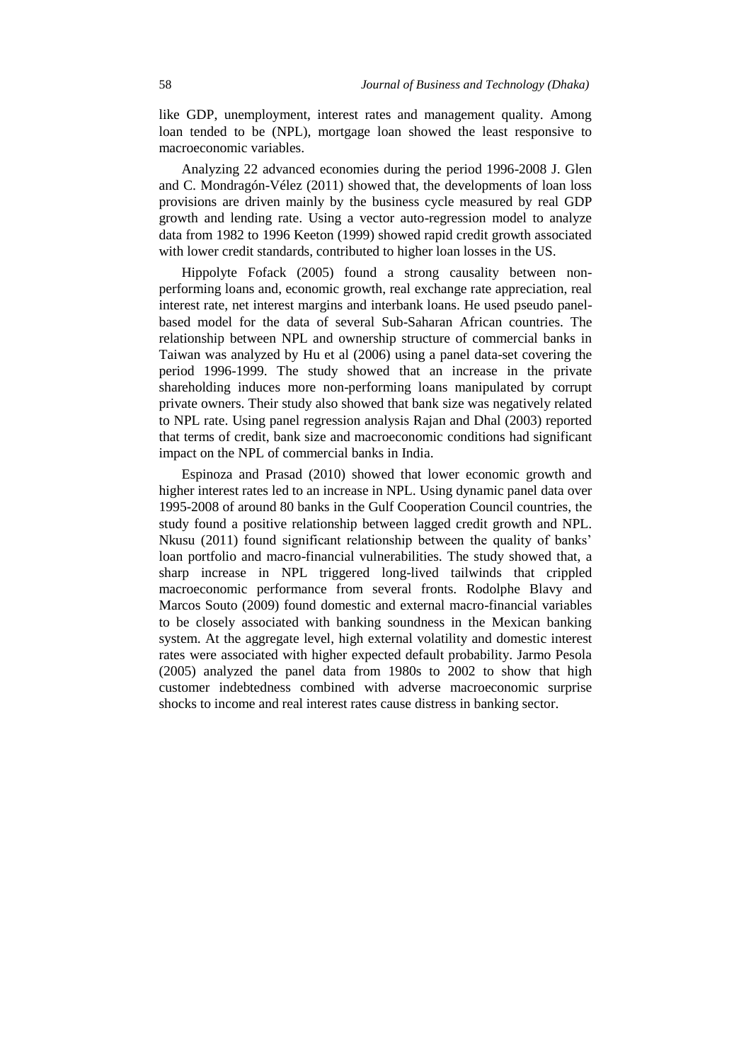like GDP, unemployment, interest rates and management quality. Among loan tended to be (NPL), mortgage loan showed the least responsive to macroeconomic variables.

Analyzing 22 advanced economies during the period 1996-2008 J. Glen and C. Mondragón-Vélez (2011) showed that, the developments of loan loss provisions are driven mainly by the business cycle measured by real GDP growth and lending rate. Using a vector auto-regression model to analyze data from 1982 to 1996 Keeton (1999) showed rapid credit growth associated with lower credit standards, contributed to higher loan losses in the US.

Hippolyte Fofack (2005) found a strong causality between non-performing loans and, economic growth, real exchange rate appreciation, real interest rate, net interest margins and interbank loans. He used pseudo panel-based model for the data of several Sub-Saharan African countries. The relationship between NPL and ownership structure of commercial banks in Taiwan was analyzed by Hu et al (2006) using a panel data-set covering the period 1996-1999. The study showed that an increase in the private shareholding induces more non-performing loans manipulated by corrupt private owners. Their study also showed that bank size was negatively related to NPL rate. Using panel regression analysis Rajan and Dhal (2003) reported that terms of credit, bank size and macroeconomic conditions had significant impact on the NPL of commercial banks in India.

Espinoza and Prasad (2010) showed that lower economic growth and higher interest rates led to an increase in NPL. Using dynamic panel data over 1995-2008 of around 80 banks in the Gulf Cooperation Council countries, the study found a positive relationship between lagged credit growth and NPL. Nkusu (2011) found significant relationship between the quality of banks' loan portfolio and macro-financial vulnerabilities. The study showed that, a sharp increase in NPL triggered long-lived tailwinds that crippled macroeconomic performance from several fronts. Rodolphe Blavy and Marcos Souto (2009) found domestic and external macro-financial variables to be closely associated with banking soundness in the Mexican banking system. At the aggregate level, high external volatility and domestic interest rates were associated with higher expected default probability. Jarmo Pesola (2005) analyzed the panel data from 1980s to 2002 to show that high customer indebtedness combined with adverse macroeconomic surprise shocks to income and real interest rates cause distress in banking sector.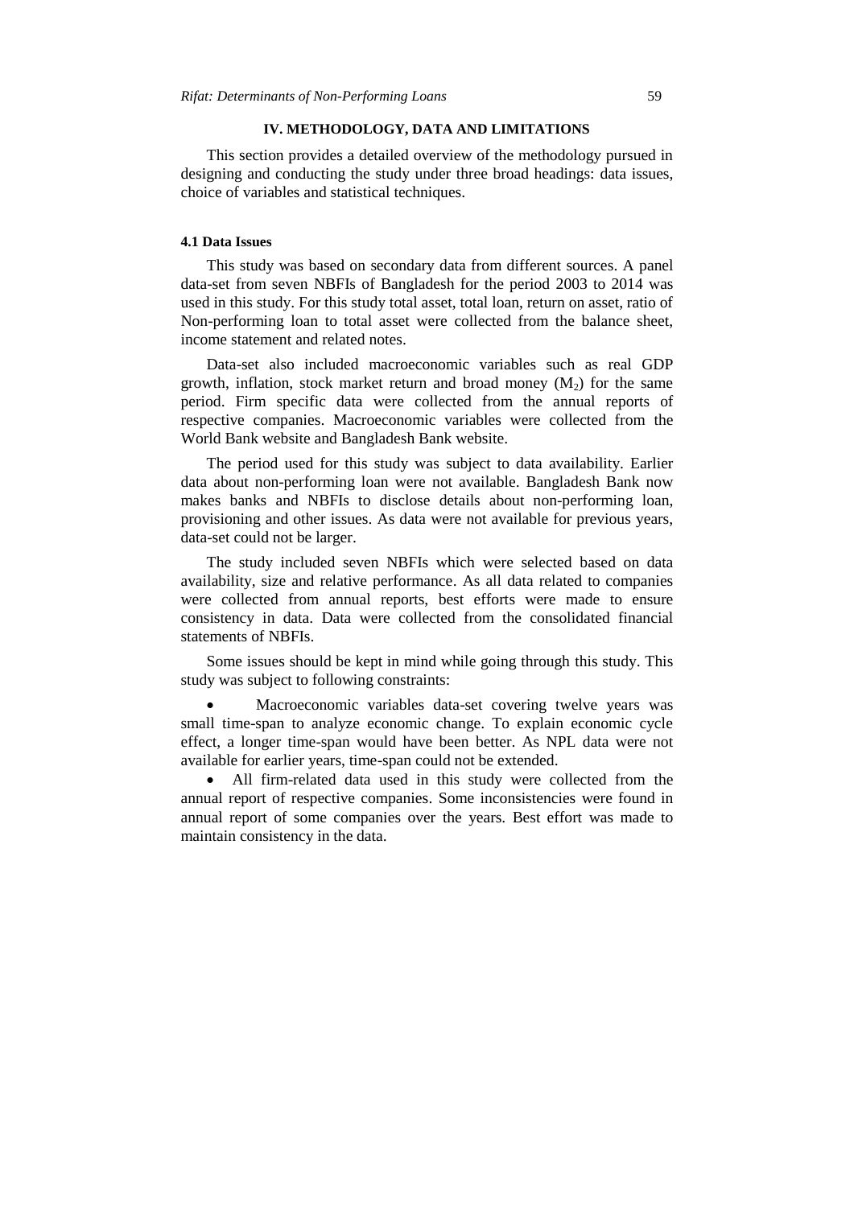## IV. METHODOLOGY, DATA AND LIMITATIONS

This section provides a detailed overview of the methodology pursued in designing and conducting the study under three broad headings: data issues, choice of variables and statistical techniques.

### 4.1 Data Issues

This study was based on secondary data from different sources. A panel data-set from seven NBFIs of Bangladesh for the period 2003 to 2014 was used in this study. For this study total asset, total loan, return on asset, ratio of Non-performing loan to total asset were collected from the balance sheet, income statement and related notes.

Data-set also included macroeconomic variables such as real GDP growth, inflation, stock market return and broad money ($M_2$) for the same period. Firm specific data were collected from the annual reports of respective companies. Macroeconomic variables were collected from the World Bank website and Bangladesh Bank website.

The period used for this study was subject to data availability. Earlier data about non-performing loan were not available. Bangladesh Bank now makes banks and NBFIs to disclose details about non-performing loan, provisioning and other issues. As data were not available for previous years, data-set could not be larger.

The study included seven NBFIs which were selected based on data availability, size and relative performance. As all data related to companies were collected from annual reports, best efforts were made to ensure consistency in data. Data were collected from the consolidated financial statements of NBFIs.

Some issues should be kept in mind while going through this study. This study was subject to following constraints:

- Macroeconomic variables data-set covering twelve years was small time-span to analyze economic change. To explain economic cycle effect, a longer time-span would have been better. As NPL data were not available for earlier years, time-span could not be extended.
- All firm-related data used in this study were collected from the annual report of respective companies. Some inconsistencies were found in annual report of some companies over the years. Best effort was made to maintain consistency in the data.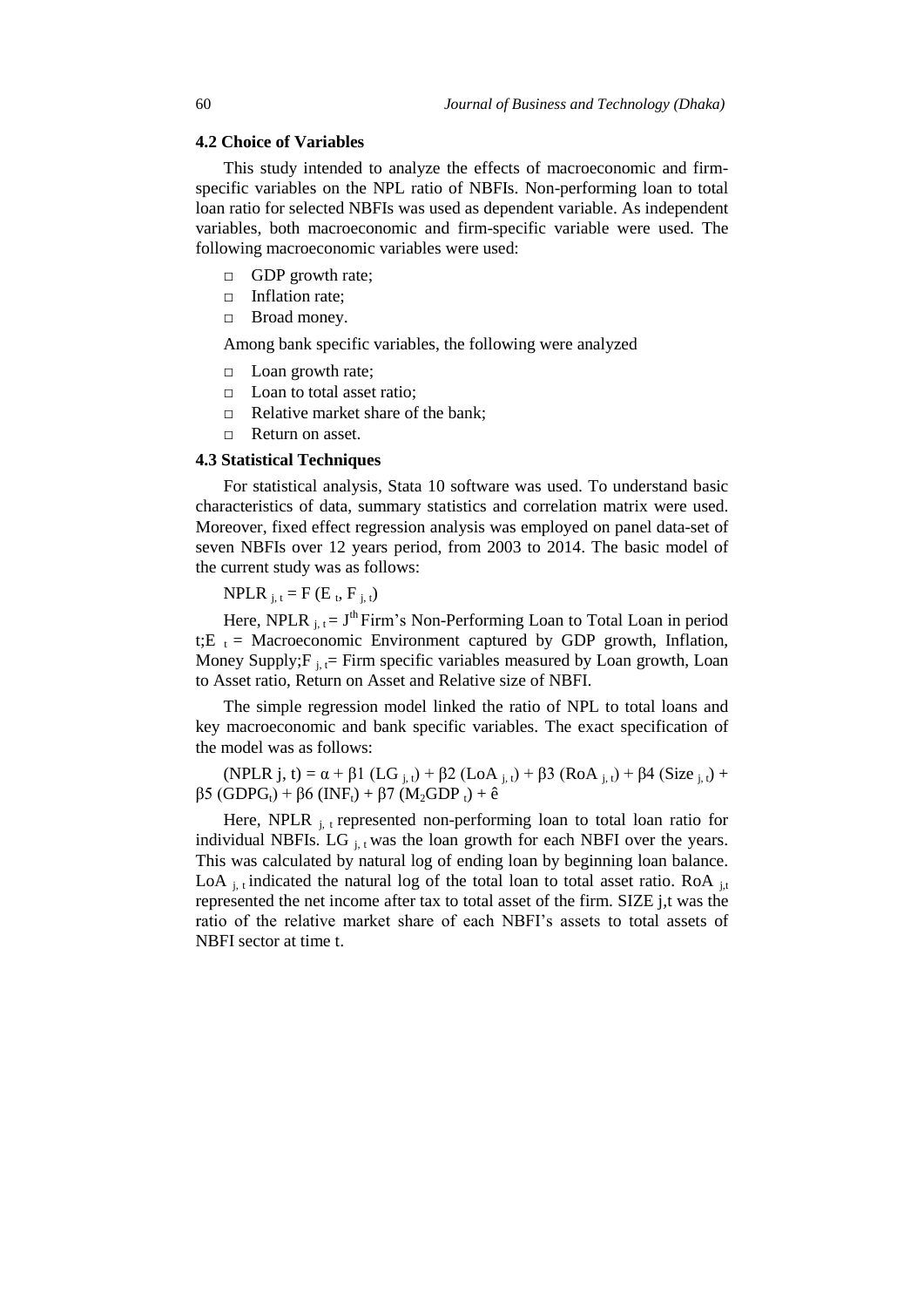### 4.2 Choice of Variables

This study intended to analyze the effects of macroeconomic and firm-specific variables on the NPL ratio of NBFIs. Non-performing loan to total loan ratio for selected NBFIs was used as dependent variable. As independent variables, both macroeconomic and firm-specific variable were used. The following macroeconomic variables were used:

- GDP growth rate;
- Inflation rate;
- Broad money.

Among bank specific variables, the following were analyzed

- Loan growth rate;
- Loan to total asset ratio;
- Relative market share of the bank;
- Return on asset.

### 4.3 Statistical Techniques

For statistical analysis, Stata 10 software was used. To understand basic characteristics of data, summary statistics and correlation matrix were used. Moreover, fixed effect regression analysis was employed on panel data-set of seven NBFIs over 12 years period, from 2003 to 2014. The basic model of the current study was as follows:

$$NPLR_{j,t} = F(E_t, F_{j,t})$$

Here, $NPLR_{j,t}$ = $J^{th}$ Firm's Non-Performing Loan to Total Loan in period t; $E_t$ = Macroeconomic Environment captured by GDP growth, Inflation, Money Supply; $F_{j,t}$ = Firm specific variables measured by Loan growth, Loan to Asset ratio, Return on Asset and Relative size of NBFI.

The simple regression model linked the ratio of NPL to total loans and key macroeconomic and bank specific variables. The exact specification of the model was as follows:

$$(NPLR\ j,t) = \alpha + \beta 1\,(LG_{j,t}) + \beta 2\,(LoA_{j,t}) + \beta 3\,(RoA_{j,t}) + \beta 4\,(Size_{j,t}) + \beta 5\,(GDPG_t) + \beta 6\,(INF_t) + \beta 7\,(M_2GDP_t) + \hat{e}$$

Here, $NPLR_{j,t}$ represented non-performing loan to total loan ratio for individual NBFIs. $LG_{j,t}$ was the loan growth for each NBFI over the years. This was calculated by natural log of ending loan by beginning loan balance. $LoA_{j,t}$ indicated the natural log of the total loan to total asset ratio. $RoA_{j,t}$ represented the net income after tax to total asset of the firm. SIZE j,t was the ratio of the relative market share of each NBFI's assets to total assets of NBFI sector at time t.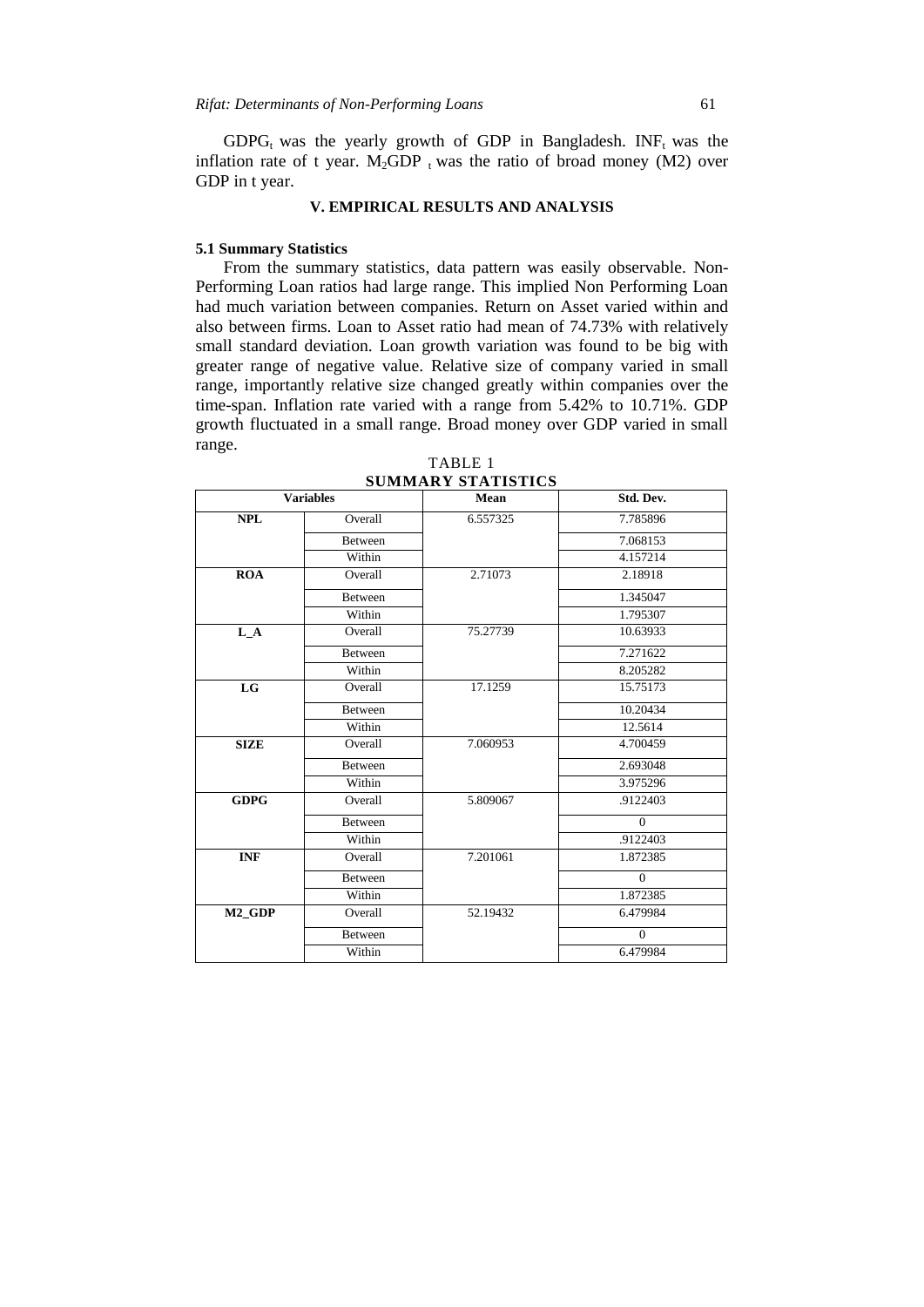$GDPG_t$ was the yearly growth of GDP in Bangladesh. $INF_t$ was the inflation rate of t year. $M_2GDP_t$ was the ratio of broad money (M2) over GDP in t year.

## V. EMPIRICAL RESULTS AND ANALYSIS

### 5.1 Summary Statistics

From the summary statistics, data pattern was easily observable. Non-Performing Loan ratios had large range. This implied Non Performing Loan had much variation between companies. Return on Asset varied within and also between firms. Loan to Asset ratio had mean of 74.73% with relatively small standard deviation. Loan growth variation was found to be big with greater range of negative value. Relative size of company varied in small range, importantly relative size changed greatly within companies over the time-span. Inflation rate varied with a range from 5.42% to 10.71%. GDP growth fluctuated in a small range. Broad money over GDP varied in small range.

TABLE 1
**SUMMARY STATISTICS**

| Variables | | Mean | Std. Dev. |
|---|---|---|---|
| **NPL** | Overall | 6.557325 | 7.785896 |
| | Between | | 7.068153 |
| | Within | | 4.157214 |
| **ROA** | Overall | 2.71073 | 2.18918 |
| | Between | | 1.345047 |
| | Within | | 1.795307 |
| **L_A** | Overall | 75.27739 | 10.63933 |
| | Between | | 7.271622 |
| | Within | | 8.205282 |
| **LG** | Overall | 17.1259 | 15.75173 |
| | Between | | 10.20434 |
| | Within | | 12.5614 |
| **SIZE** | Overall | 7.060953 | 4.700459 |
| | Between | | 2.693048 |
| | Within | | 3.975296 |
| **GDPG** | Overall | 5.809067 | .9122403 |
| | Between | | 0 |
| | Within | | .9122403 |
| **INF** | Overall | 7.201061 | 1.872385 |
| | Between | | 0 |
| | Within | | 1.872385 |
| **M2_GDP** | Overall | 52.19432 | 6.479984 |
| | Between | | 0 |
| | Within | | 6.479984 |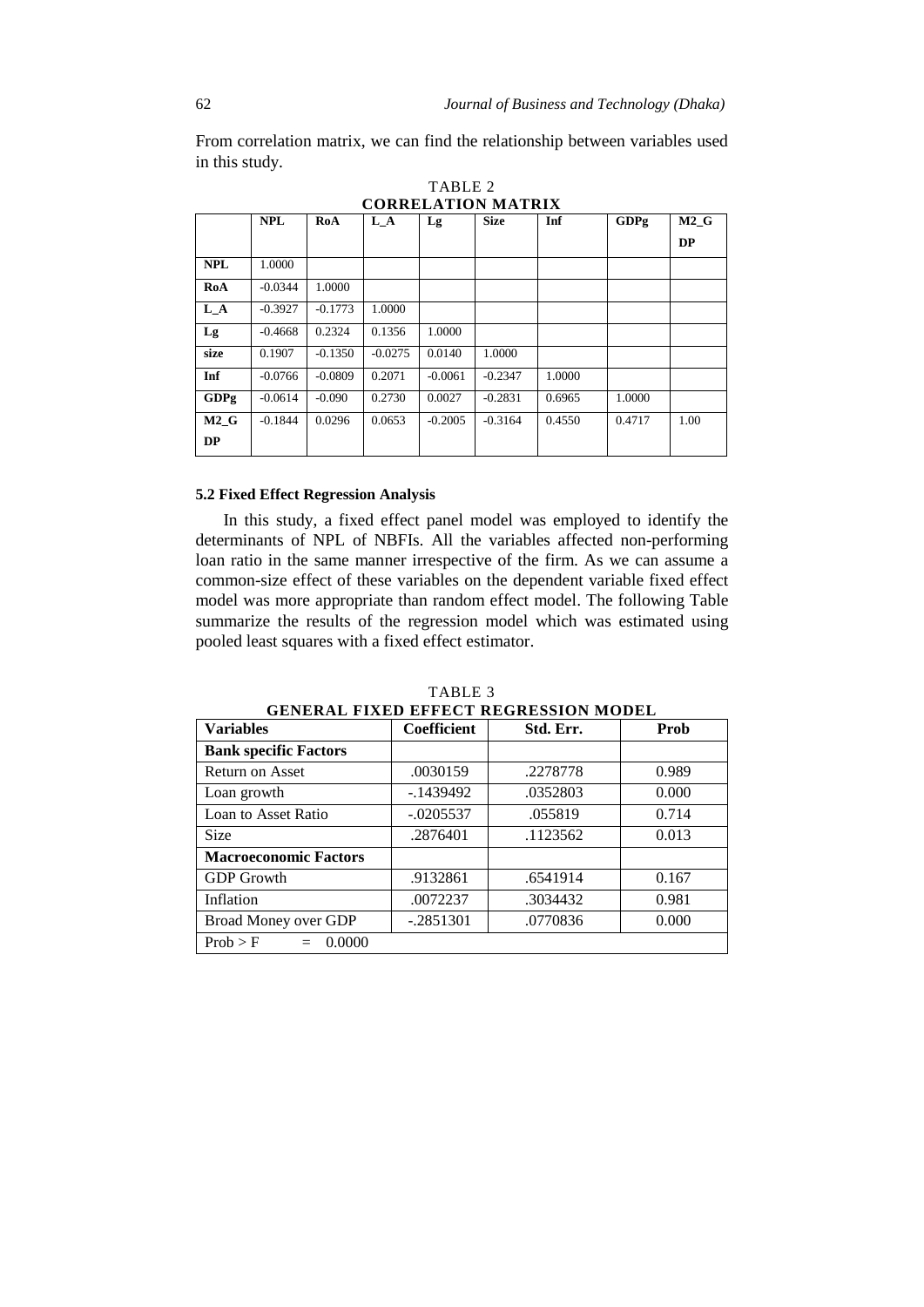From correlation matrix, we can find the relationship between variables used in this study.

TABLE 2
**CORRELATION MATRIX**

| | NPL | RoA | L_A | Lg | Size | Inf | GDPg | M2_GDP |
|---|---|---|---|---|---|---|---|---|
| **NPL** | 1.0000 | | | | | | | |
| **RoA** | -0.0344 | 1.0000 | | | | | | |
| **L_A** | -0.3927 | -0.1773 | 1.0000 | | | | | |
| **Lg** | -0.4668 | 0.2324 | 0.1356 | 1.0000 | | | | |
| **size** | 0.1907 | -0.1350 | -0.0275 | 0.0140 | 1.0000 | | | |
| **Inf** | -0.0766 | -0.0809 | 0.2071 | -0.0061 | -0.2347 | 1.0000 | | |
| **GDPg** | -0.0614 | -0.090 | 0.2730 | 0.0027 | -0.2831 | 0.6965 | 1.0000 | |
| **M2_GDP** | -0.1844 | 0.0296 | 0.0653 | -0.2005 | -0.3164 | 0.4550 | 0.4717 | 1.00 |

### 5.2 Fixed Effect Regression Analysis

In this study, a fixed effect panel model was employed to identify the determinants of NPL of NBFIs. All the variables affected non-performing loan ratio in the same manner irrespective of the firm. As we can assume a common-size effect of these variables on the dependent variable fixed effect model was more appropriate than random effect model. The following Table summarize the results of the regression model which was estimated using pooled least squares with a fixed effect estimator.

TABLE 3
**GENERAL FIXED EFFECT REGRESSION MODEL**

| Variables | Coefficient | Std. Err. | Prob |
|---|---|---|---|
| **Bank specific Factors** | | | |
| Return on Asset | .0030159 | .2278778 | 0.989 |
| Loan growth | -.1439492 | .0352803 | 0.000 |
| Loan to Asset Ratio | -.0205537 | .055819 | 0.714 |
| Size | .2876401 | .1123562 | 0.013 |
| **Macroeconomic Factors** | | | |
| GDP Growth | .9132861 | .6541914 | 0.167 |
| Inflation | .0072237 | .3034432 | 0.981 |
| Broad Money over GDP | -.2851301 | .0770836 | 0.000 |
| Prob > F = 0.0000 | | | |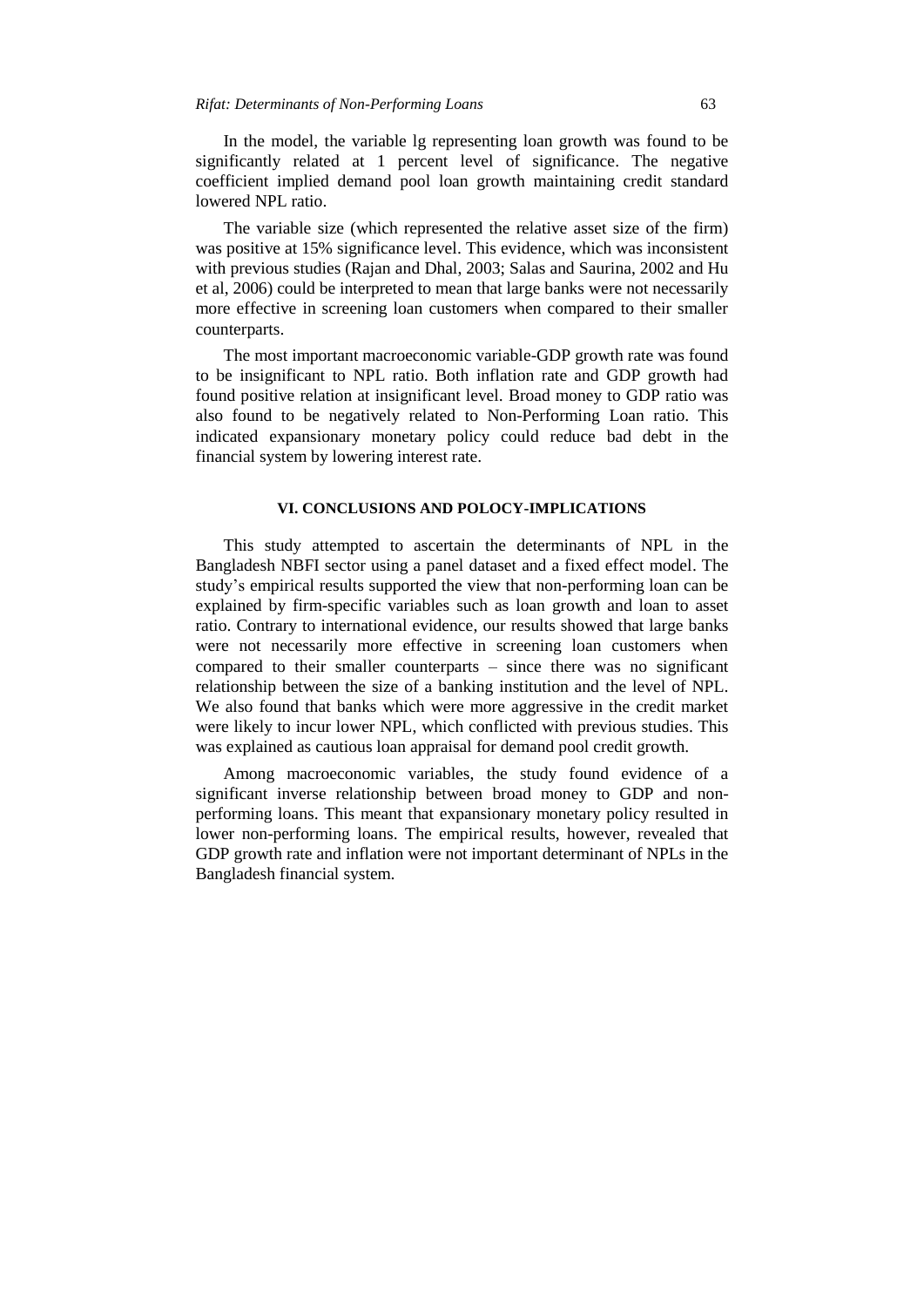In the model, the variable lg representing loan growth was found to be significantly related at 1 percent level of significance. The negative coefficient implied demand pool loan growth maintaining credit standard lowered NPL ratio.

The variable size (which represented the relative asset size of the firm) was positive at 15% significance level. This evidence, which was inconsistent with previous studies (Rajan and Dhal, 2003; Salas and Saurina, 2002 and Hu et al, 2006) could be interpreted to mean that large banks were not necessarily more effective in screening loan customers when compared to their smaller counterparts.

The most important macroeconomic variable-GDP growth rate was found to be insignificant to NPL ratio. Both inflation rate and GDP growth had found positive relation at insignificant level. Broad money to GDP ratio was also found to be negatively related to Non-Performing Loan ratio. This indicated expansionary monetary policy could reduce bad debt in the financial system by lowering interest rate.

## VI. CONCLUSIONS AND POLOCY-IMPLICATIONS

This study attempted to ascertain the determinants of NPL in the Bangladesh NBFI sector using a panel dataset and a fixed effect model. The study's empirical results supported the view that non-performing loan can be explained by firm-specific variables such as loan growth and loan to asset ratio. Contrary to international evidence, our results showed that large banks were not necessarily more effective in screening loan customers when compared to their smaller counterparts – since there was no significant relationship between the size of a banking institution and the level of NPL. We also found that banks which were more aggressive in the credit market were likely to incur lower NPL, which conflicted with previous studies. This was explained as cautious loan appraisal for demand pool credit growth.

Among macroeconomic variables, the study found evidence of a significant inverse relationship between broad money to GDP and non-performing loans. This meant that expansionary monetary policy resulted in lower non-performing loans. The empirical results, however, revealed that GDP growth rate and inflation were not important determinant of NPLs in the Bangladesh financial system.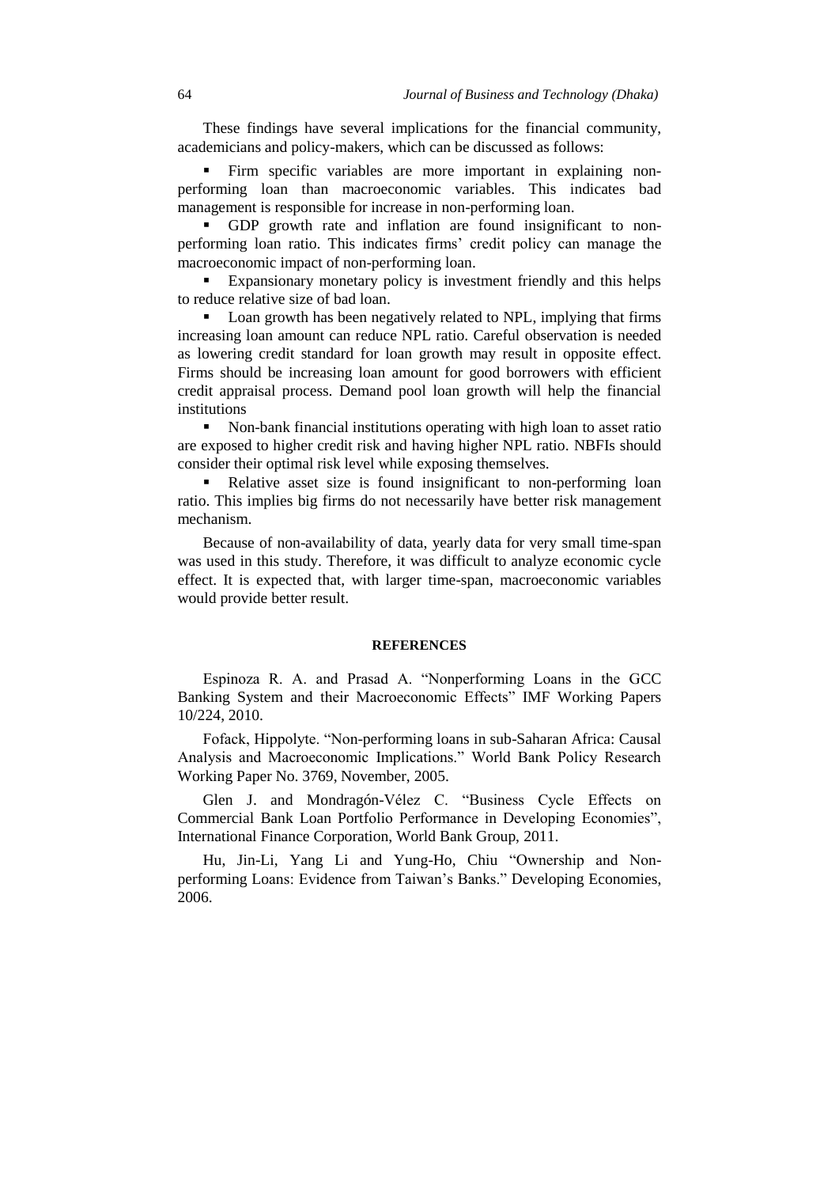These findings have several implications for the financial community, academicians and policy-makers, which can be discussed as follows:

- Firm specific variables are more important in explaining non-performing loan than macroeconomic variables. This indicates bad management is responsible for increase in non-performing loan.
- GDP growth rate and inflation are found insignificant to non-performing loan ratio. This indicates firms' credit policy can manage the macroeconomic impact of non-performing loan.
- Expansionary monetary policy is investment friendly and this helps to reduce relative size of bad loan.
- Loan growth has been negatively related to NPL, implying that firms increasing loan amount can reduce NPL ratio. Careful observation is needed as lowering credit standard for loan growth may result in opposite effect. Firms should be increasing loan amount for good borrowers with efficient credit appraisal process. Demand pool loan growth will help the financial institutions
- Non-bank financial institutions operating with high loan to asset ratio are exposed to higher credit risk and having higher NPL ratio. NBFIs should consider their optimal risk level while exposing themselves.
- Relative asset size is found insignificant to non-performing loan ratio. This implies big firms do not necessarily have better risk management mechanism.

Because of non-availability of data, yearly data for very small time-span was used in this study. Therefore, it was difficult to analyze economic cycle effect. It is expected that, with larger time-span, macroeconomic variables would provide better result.

## REFERENCES

Espinoza R. A. and Prasad A. "Nonperforming Loans in the GCC Banking System and their Macroeconomic Effects" IMF Working Papers 10/224, 2010.

Fofack, Hippolyte. "Non-performing loans in sub-Saharan Africa: Causal Analysis and Macroeconomic Implications." World Bank Policy Research Working Paper No. 3769, November, 2005.

Glen J. and Mondragón-Vélez C. "Business Cycle Effects on Commercial Bank Loan Portfolio Performance in Developing Economies", International Finance Corporation, World Bank Group, 2011.

Hu, Jin-Li, Yang Li and Yung-Ho, Chiu "Ownership and Non-performing Loans: Evidence from Taiwan's Banks." Developing Economies, 2006.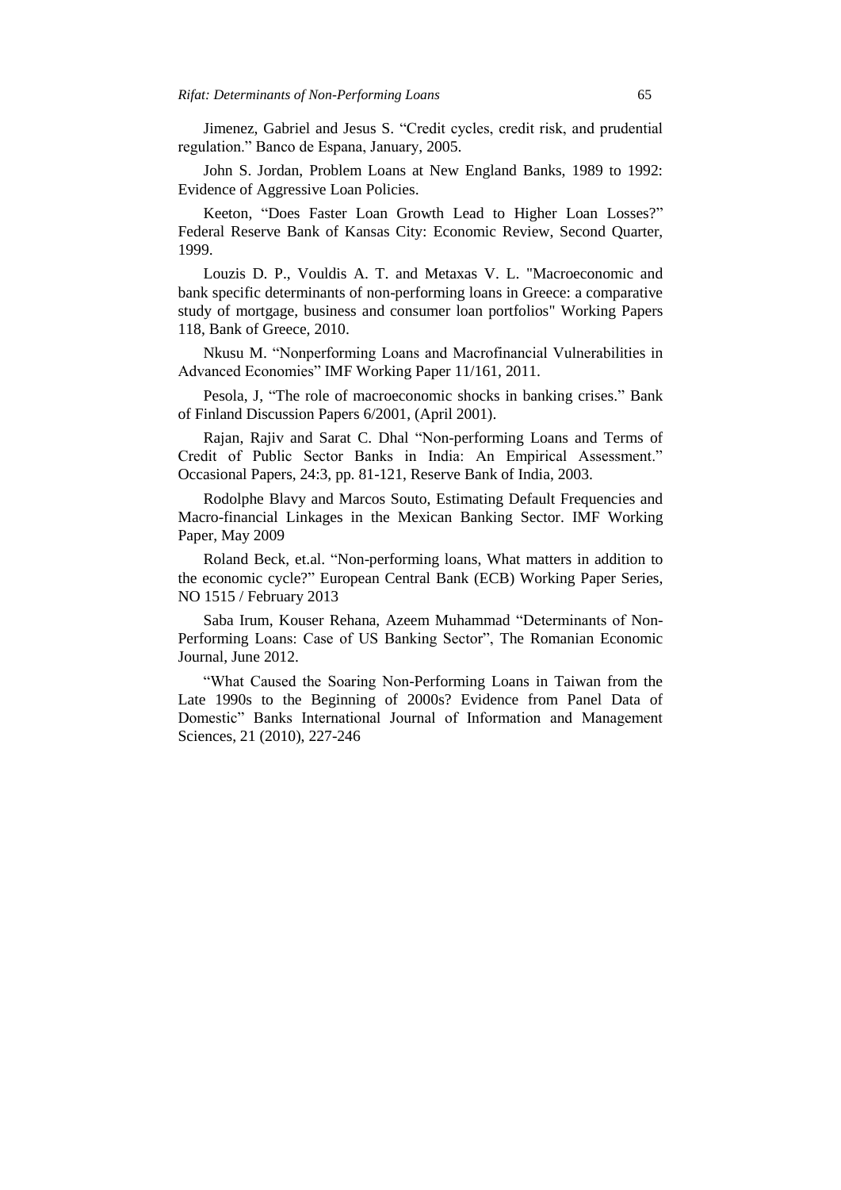Jimenez, Gabriel and Jesus S. "Credit cycles, credit risk, and prudential regulation." Banco de Espana, January, 2005.

John S. Jordan, Problem Loans at New England Banks, 1989 to 1992: Evidence of Aggressive Loan Policies.

Keeton, "Does Faster Loan Growth Lead to Higher Loan Losses?" Federal Reserve Bank of Kansas City: Economic Review, Second Quarter, 1999.

Louzis D. P., Vouldis A. T. and Metaxas V. L. "Macroeconomic and bank specific determinants of non-performing loans in Greece: a comparative study of mortgage, business and consumer loan portfolios" Working Papers 118, Bank of Greece, 2010.

Nkusu M. "Nonperforming Loans and Macrofinancial Vulnerabilities in Advanced Economies" IMF Working Paper 11/161, 2011.

Pesola, J, "The role of macroeconomic shocks in banking crises." Bank of Finland Discussion Papers 6/2001, (April 2001).

Rajan, Rajiv and Sarat C. Dhal "Non-performing Loans and Terms of Credit of Public Sector Banks in India: An Empirical Assessment." Occasional Papers, 24:3, pp. 81-121, Reserve Bank of India, 2003.

Rodolphe Blavy and Marcos Souto, Estimating Default Frequencies and Macro-financial Linkages in the Mexican Banking Sector. IMF Working Paper, May 2009

Roland Beck, et.al. "Non-performing loans, What matters in addition to the economic cycle?" European Central Bank (ECB) Working Paper Series, NO 1515 / February 2013

Saba Irum, Kouser Rehana, Azeem Muhammad "Determinants of Non-Performing Loans: Case of US Banking Sector", The Romanian Economic Journal, June 2012.

"What Caused the Soaring Non-Performing Loans in Taiwan from the Late 1990s to the Beginning of 2000s? Evidence from Panel Data of Domestic" Banks International Journal of Information and Management Sciences, 21 (2010), 227-246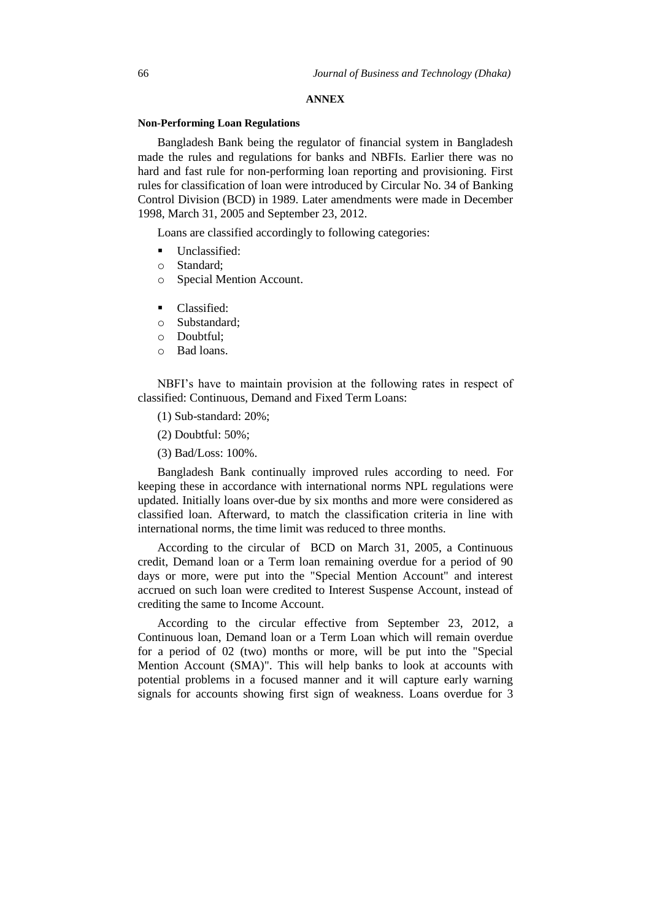## ANNEX

### Non-Performing Loan Regulations

Bangladesh Bank being the regulator of financial system in Bangladesh made the rules and regulations for banks and NBFIs. Earlier there was no hard and fast rule for non-performing loan reporting and provisioning. First rules for classification of loan were introduced by Circular No. 34 of Banking Control Division (BCD) in 1989. Later amendments were made in December 1998, March 31, 2005 and September 23, 2012.

Loans are classified accordingly to following categories:

- Unclassified:
  - Standard;
  - Special Mention Account.

- Classified:
  - Substandard;
  - Doubtful;
  - Bad loans.

NBFI's have to maintain provision at the following rates in respect of classified: Continuous, Demand and Fixed Term Loans:

(1) Sub-standard: 20%;

(2) Doubtful: 50%;

(3) Bad/Loss: 100%.

Bangladesh Bank continually improved rules according to need. For keeping these in accordance with international norms NPL regulations were updated. Initially loans over-due by six months and more were considered as classified loan. Afterward, to match the classification criteria in line with international norms, the time limit was reduced to three months.

According to the circular of BCD on March 31, 2005, a Continuous credit, Demand loan or a Term loan remaining overdue for a period of 90 days or more, were put into the "Special Mention Account" and interest accrued on such loan were credited to Interest Suspense Account, instead of crediting the same to Income Account.

According to the circular effective from September 23, 2012, a Continuous loan, Demand loan or a Term Loan which will remain overdue for a period of 02 (two) months or more, will be put into the "Special Mention Account (SMA)". This will help banks to look at accounts with potential problems in a focused manner and it will capture early warning signals for accounts showing first sign of weakness. Loans overdue for 3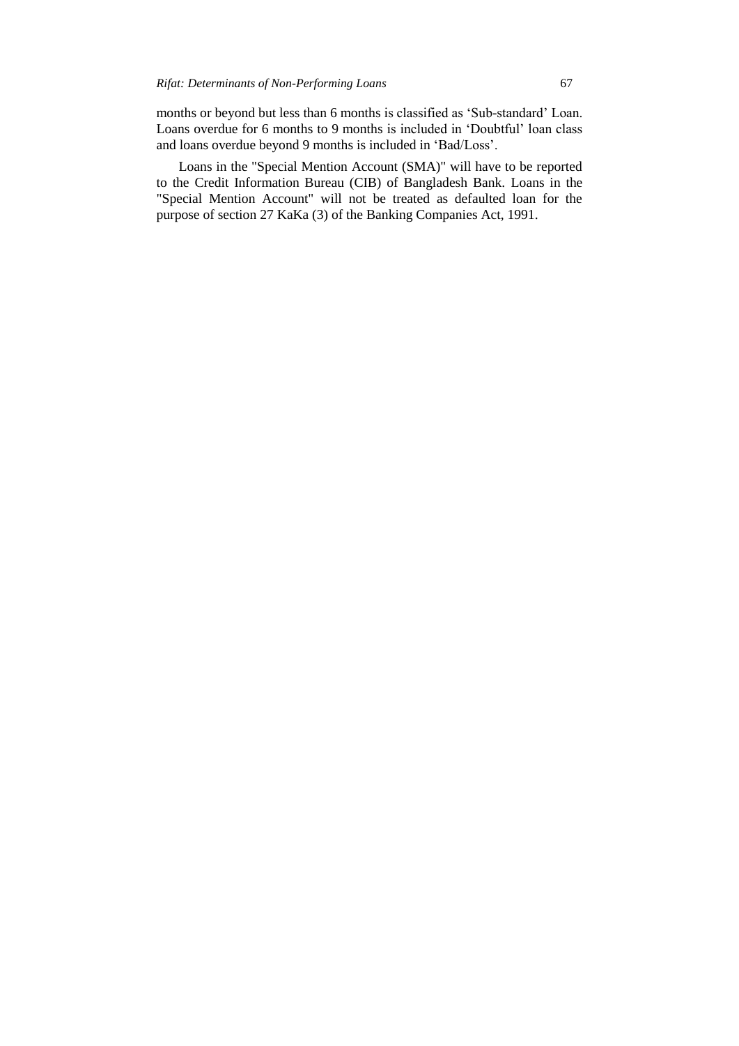months or beyond but less than 6 months is classified as 'Sub-standard' Loan. Loans overdue for 6 months to 9 months is included in 'Doubtful' loan class and loans overdue beyond 9 months is included in 'Bad/Loss'.

Loans in the "Special Mention Account (SMA)" will have to be reported to the Credit Information Bureau (CIB) of Bangladesh Bank. Loans in the "Special Mention Account" will not be treated as defaulted loan for the purpose of section 27 KaKa (3) of the Banking Companies Act, 1991.